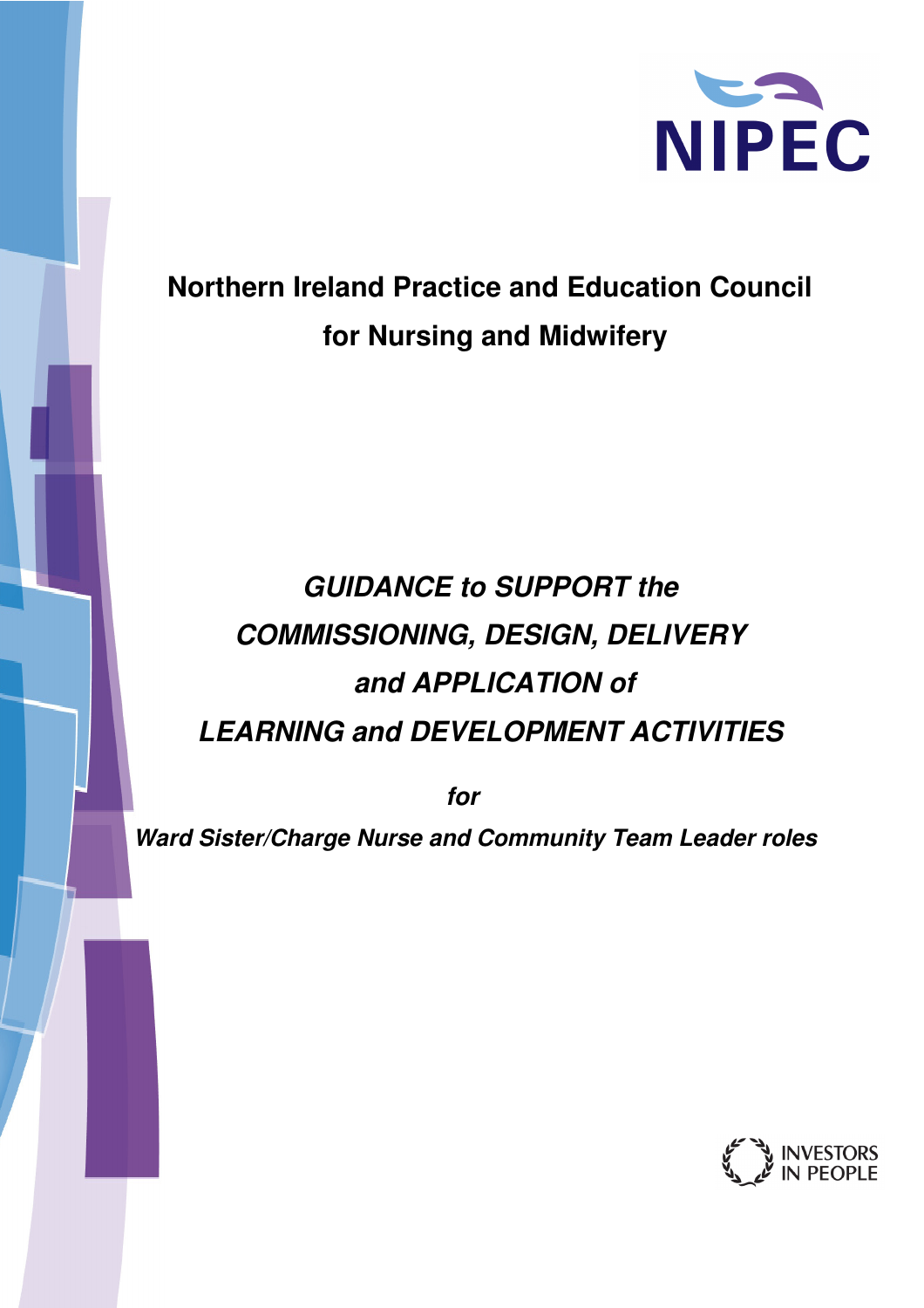NIPEC

# Northern Ireland Practice and Education Council for Nursing and Midwifery

## *GUIDANCE to SUPPORT the COMMISSIONING, DESIGN, DELIVERY and APPLICATION of LEARNING and DEVELOPMENT ACTIVITIES*

***for***

***Ward Sister/Charge Nurse and Community Team Leader roles***

INVESTORS IN PEOPLE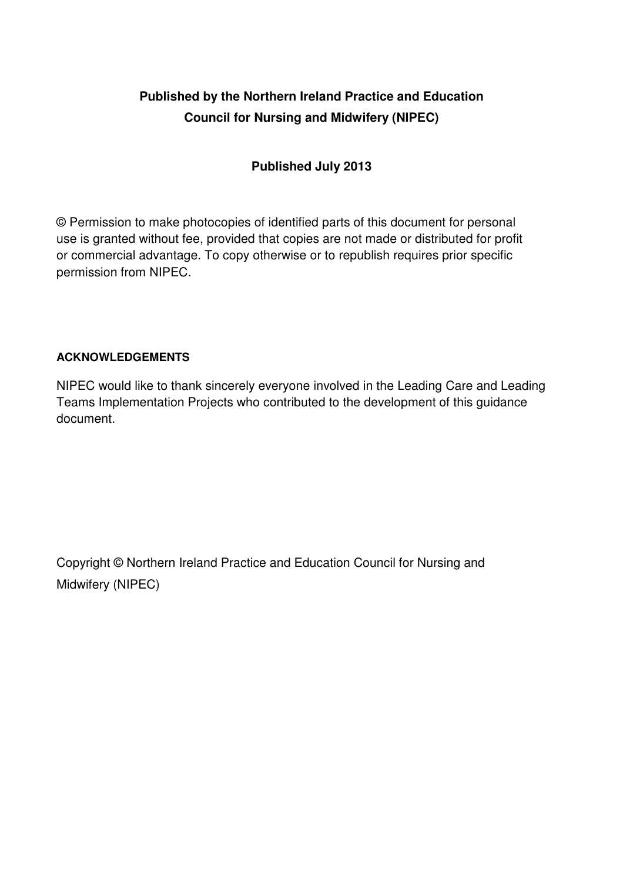**Published by the Northern Ireland Practice and Education Council for Nursing and Midwifery (NIPEC)**

**Published July 2013**

© Permission to make photocopies of identified parts of this document for personal use is granted without fee, provided that copies are not made or distributed for profit or commercial advantage. To copy otherwise or to republish requires prior specific permission from NIPEC.

**ACKNOWLEDGEMENTS**

NIPEC would like to thank sincerely everyone involved in the Leading Care and Leading Teams Implementation Projects who contributed to the development of this guidance document.

Copyright © Northern Ireland Practice and Education Council for Nursing and Midwifery (NIPEC)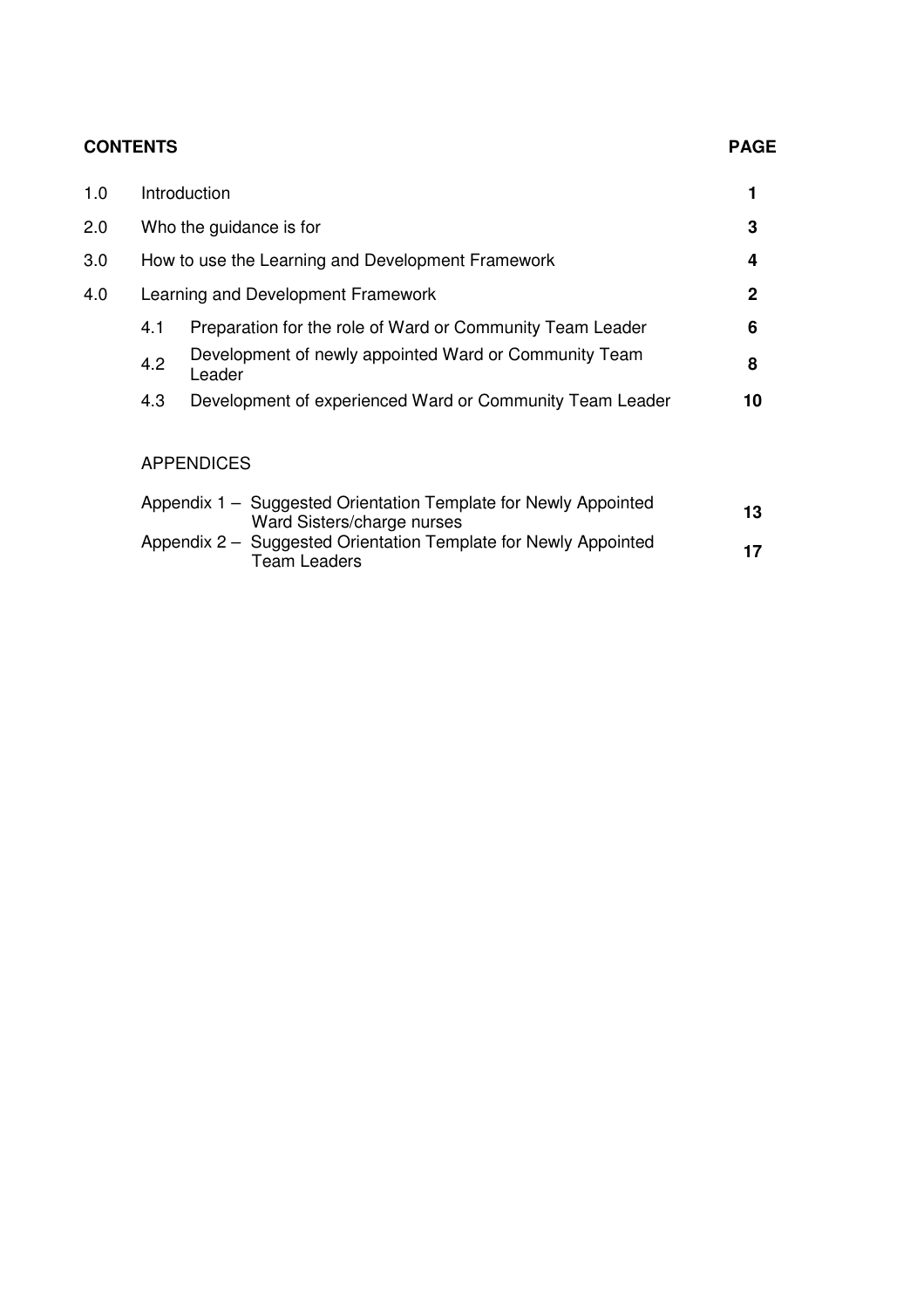**CONTENTS** **PAGE**

| | | |
|---|---|---|
| 1.0 | Introduction | **1** |
| 2.0 | Who the guidance is for | **3** |
| 3.0 | How to use the Learning and Development Framework | **4** |
| 4.0 | Learning and Development Framework | **2** |
| 4.1 | Preparation for the role of Ward or Community Team Leader | **6** |
| 4.2 | Development of newly appointed Ward or Community Team Leader | **8** |
| 4.3 | Development of experienced Ward or Community Team Leader | **10** |

APPENDICES

| | |
|---|---|
| Appendix 1 – Suggested Orientation Template for Newly Appointed Ward Sisters/charge nurses | **13** |
| Appendix 2 – Suggested Orientation Template for Newly Appointed Team Leaders | **17** |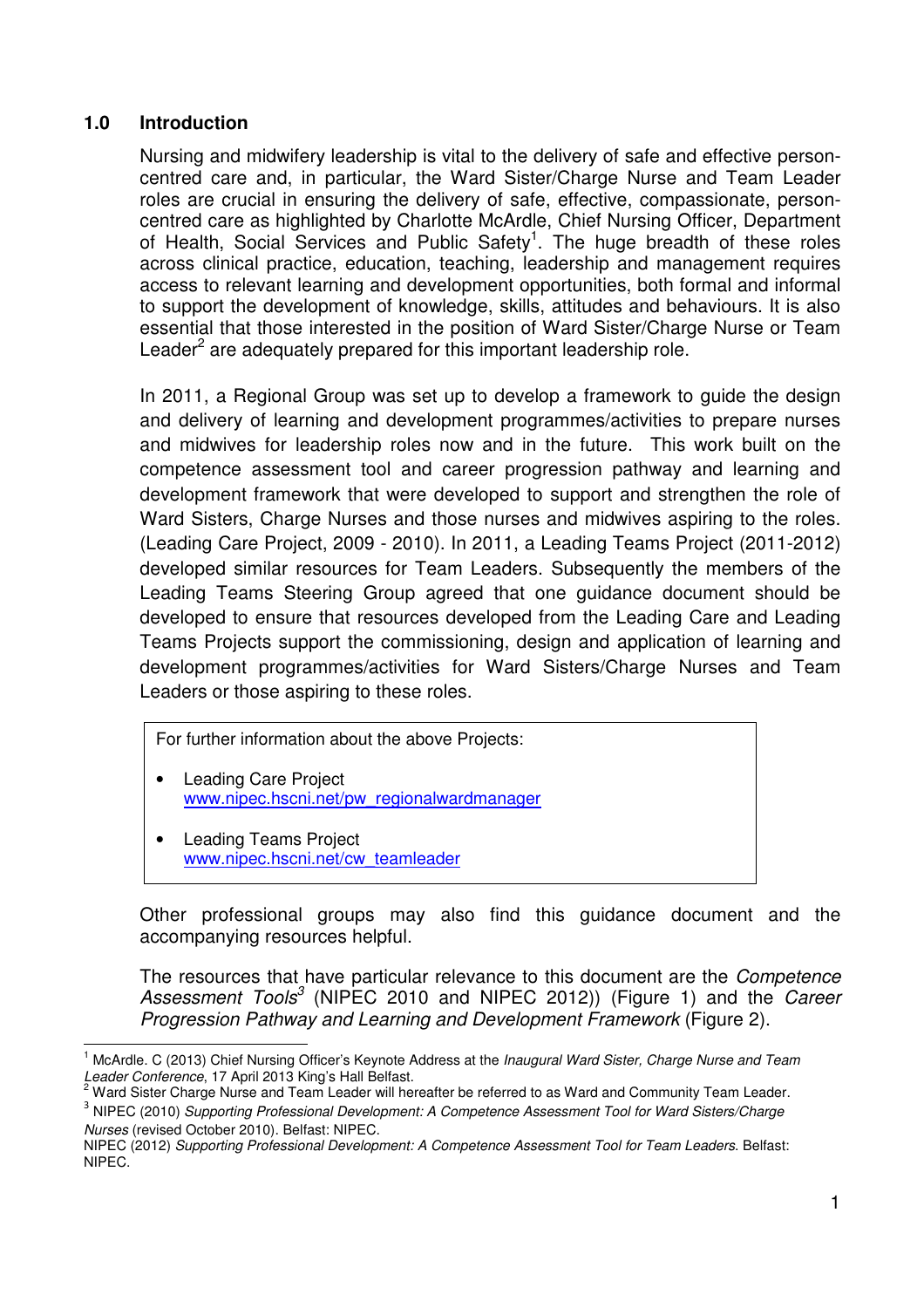## 1.0 Introduction

Nursing and midwifery leadership is vital to the delivery of safe and effective person-centred care and, in particular, the Ward Sister/Charge Nurse and Team Leader roles are crucial in ensuring the delivery of safe, effective, compassionate, person-centred care as highlighted by Charlotte McArdle, Chief Nursing Officer, Department of Health, Social Services and Public Safety[1]. The huge breadth of these roles across clinical practice, education, teaching, leadership and management requires access to relevant learning and development opportunities, both formal and informal to support the development of knowledge, skills, attitudes and behaviours. It is also essential that those interested in the position of Ward Sister/Charge Nurse or Team Leader[2] are adequately prepared for this important leadership role.

In 2011, a Regional Group was set up to develop a framework to guide the design and delivery of learning and development programmes/activities to prepare nurses and midwives for leadership roles now and in the future. This work built on the competence assessment tool and career progression pathway and learning and development framework that were developed to support and strengthen the role of Ward Sisters, Charge Nurses and those nurses and midwives aspiring to the roles. (Leading Care Project, 2009 - 2010). In 2011, a Leading Teams Project (2011-2012) developed similar resources for Team Leaders. Subsequently the members of the Leading Teams Steering Group agreed that one guidance document should be developed to ensure that resources developed from the Leading Care and Leading Teams Projects support the commissioning, design and application of learning and development programmes/activities for Ward Sisters/Charge Nurses and Team Leaders or those aspiring to these roles.

> For further information about the above Projects:
>
> - Leading Care Project
>   www.nipec.hscni.net/pw_regionalwardmanager
> - Leading Teams Project
>   www.nipec.hscni.net/cw_teamleader

Other professional groups may also find this guidance document and the accompanying resources helpful.

The resources that have particular relevance to this document are the *Competence Assessment Tools*[3] (NIPEC 2010 and NIPEC 2012)) (Figure 1) and the *Career Progression Pathway and Learning and Development Framework* (Figure 2).

---

[1] McArdle. C (2013) Chief Nursing Officer's Keynote Address at the *Inaugural Ward Sister, Charge Nurse and Team Leader Conference*, 17 April 2013 King's Hall Belfast.

[2] Ward Sister Charge Nurse and Team Leader will hereafter be referred to as Ward and Community Team Leader.

[3] NIPEC (2010) *Supporting Professional Development: A Competence Assessment Tool for Ward Sisters/Charge Nurses* (revised October 2010). Belfast: NIPEC.
NIPEC (2012) *Supporting Professional Development: A Competence Assessment Tool for Team Leaders*. Belfast: NIPEC.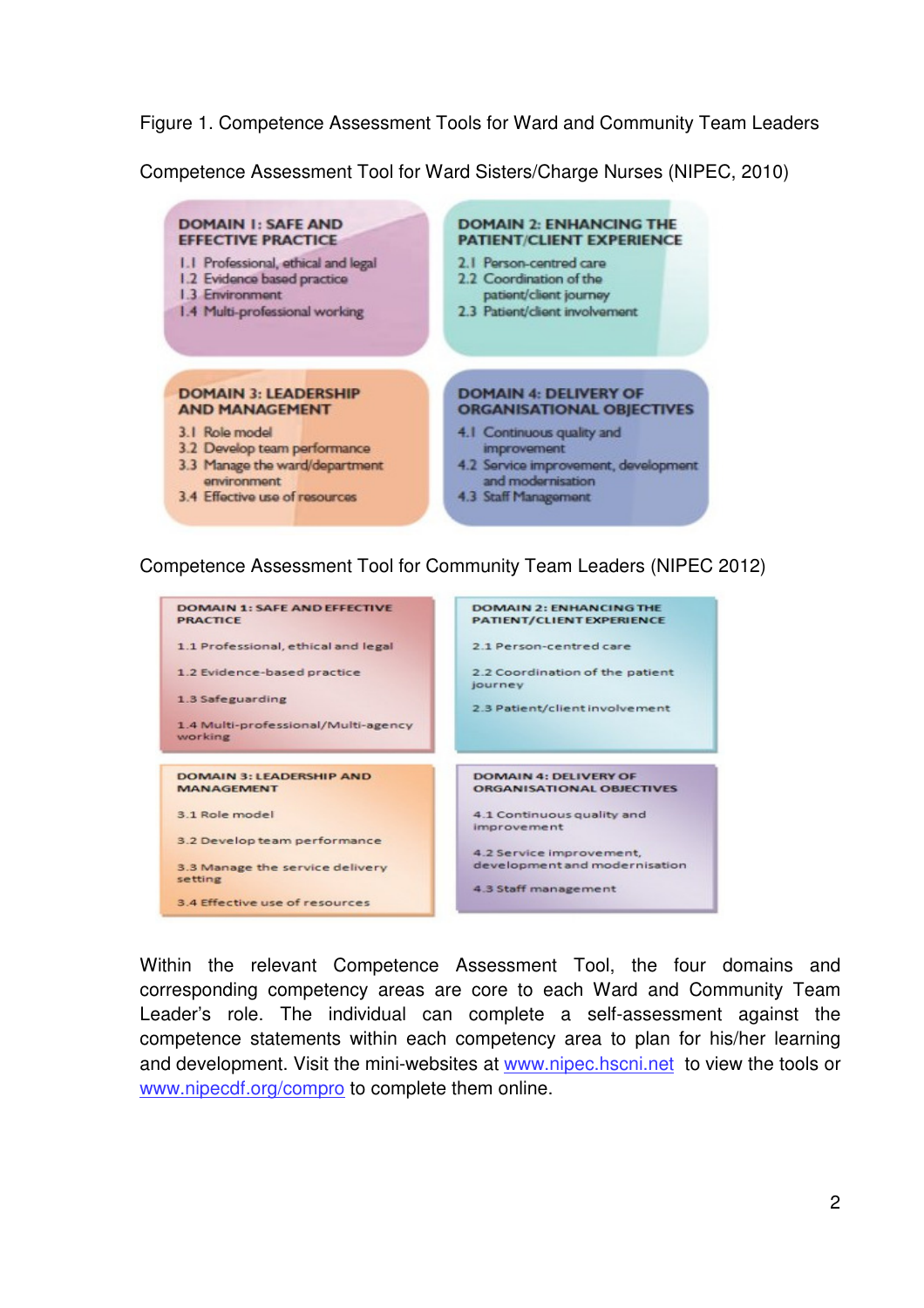Figure 1. Competence Assessment Tools for Ward and Community Team Leaders

Competence Assessment Tool for Ward Sisters/Charge Nurses (NIPEC, 2010)

**DOMAIN 1: SAFE AND EFFECTIVE PRACTICE**
- 1.1 Professional, ethical and legal
- 1.2 Evidence based practice
- 1.3 Environment
- 1.4 Multi-professional working

**DOMAIN 2: ENHANCING THE PATIENT/CLIENT EXPERIENCE**
- 2.1 Person-centred care
- 2.2 Coordination of the patient/client journey
- 2.3 Patient/client involvement

**DOMAIN 3: LEADERSHIP AND MANAGEMENT**
- 3.1 Role model
- 3.2 Develop team performance
- 3.3 Manage the ward/department environment
- 3.4 Effective use of resources

**DOMAIN 4: DELIVERY OF ORGANISATIONAL OBJECTIVES**
- 4.1 Continuous quality and improvement
- 4.2 Service improvement, development and modernisation
- 4.3 Staff Management

Competence Assessment Tool for Community Team Leaders (NIPEC 2012)

**DOMAIN 1: SAFE AND EFFECTIVE PRACTICE**
- 1.1 Professional, ethical and legal
- 1.2 Evidence-based practice
- 1.3 Safeguarding
- 1.4 Multi-professional/Multi-agency working

**DOMAIN 2: ENHANCING THE PATIENT/CLIENT EXPERIENCE**
- 2.1 Person-centred care
- 2.2 Coordination of the patient journey
- 2.3 Patient/client involvement

**DOMAIN 3: LEADERSHIP AND MANAGEMENT**
- 3.1 Role model
- 3.2 Develop team performance
- 3.3 Manage the service delivery setting
- 3.4 Effective use of resources

**DOMAIN 4: DELIVERY OF ORGANISATIONAL OBJECTIVES**
- 4.1 Continuous quality and improvement
- 4.2 Service improvement, development and modernisation
- 4.3 Staff management

Within the relevant Competence Assessment Tool, the four domains and corresponding competency areas are core to each Ward and Community Team Leader's role. The individual can complete a self-assessment against the competence statements within each competency area to plan for his/her learning and development. Visit the mini-websites at www.nipec.hscni.net to view the tools or www.nipecdf.org/compro to complete them online.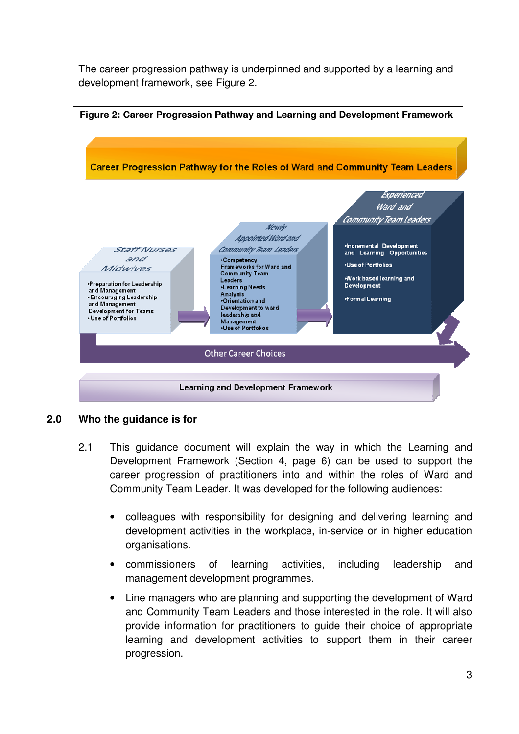The career progression pathway is underpinned and supported by a learning and development framework, see Figure 2.

**Figure 2: Career Progression Pathway and Learning and Development Framework**

Career Progression Pathway for the Roles of Ward and Community Team Leaders

*Staff Nurses and Midwives*

- Preparation for Leadership and Management
- Encouraging Leadership and Management Development for Teams
- Use of Portfolios

*Newly Appointed Ward and Community Team Leaders*

- Competency Frameworks for Ward and Community Team Leaders
- Learning Needs Analysis
- Orientation and Development to ward leadership and Management
- Use of Portfolios

*Experienced Ward and Community Team Leaders*

- Incremental Development and Learning Opportunities
- Use of Portfolios
- Work based learning and Development
- Formal Learning

Other Career Choices

Learning and Development Framework

## 2.0 Who the guidance is for

2.1 This guidance document will explain the way in which the Learning and Development Framework (Section 4, page 6) can be used to support the career progression of practitioners into and within the roles of Ward and Community Team Leader. It was developed for the following audiences:

- colleagues with responsibility for designing and delivering learning and development activities in the workplace, in-service or in higher education organisations.
- commissioners of learning activities, including leadership and management development programmes.
- Line managers who are planning and supporting the development of Ward and Community Team Leaders and those interested in the role. It will also provide information for practitioners to guide their choice of appropriate learning and development activities to support them in their career progression.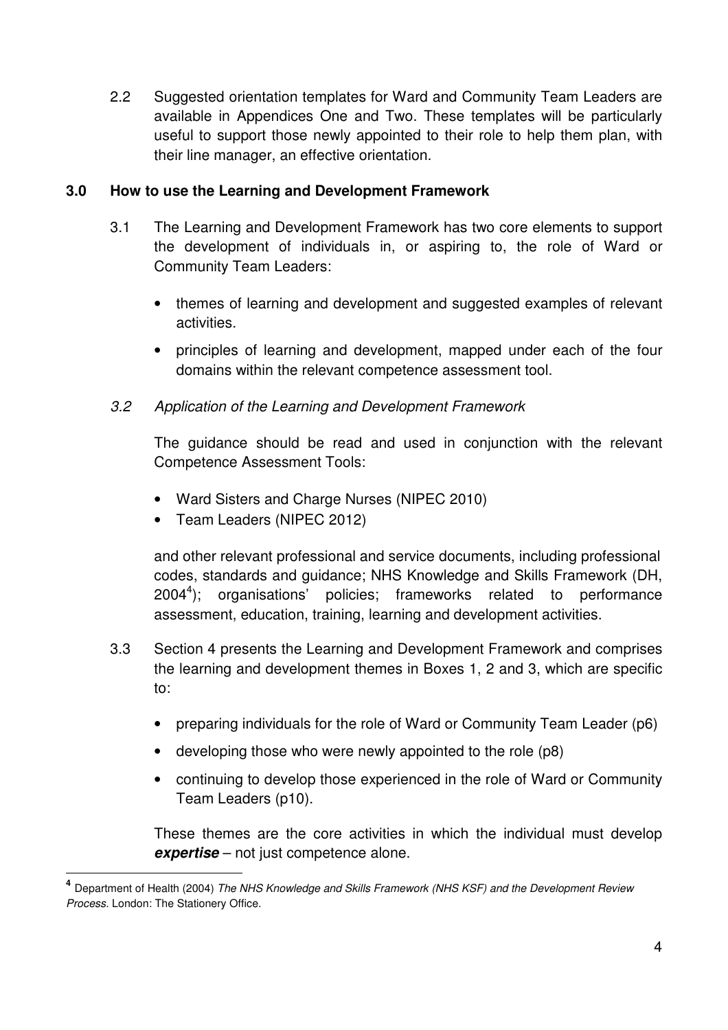2.2 Suggested orientation templates for Ward and Community Team Leaders are available in Appendices One and Two. These templates will be particularly useful to support those newly appointed to their role to help them plan, with their line manager, an effective orientation.

## 3.0 How to use the Learning and Development Framework

3.1 The Learning and Development Framework has two core elements to support the development of individuals in, or aspiring to, the role of Ward or Community Team Leaders:

- themes of learning and development and suggested examples of relevant activities.
- principles of learning and development, mapped under each of the four domains within the relevant competence assessment tool.

*3.2 Application of the Learning and Development Framework*

The guidance should be read and used in conjunction with the relevant Competence Assessment Tools:

- Ward Sisters and Charge Nurses (NIPEC 2010)
- Team Leaders (NIPEC 2012)

and other relevant professional and service documents, including professional codes, standards and guidance; NHS Knowledge and Skills Framework (DH, 2004[4]); organisations' policies; frameworks related to performance assessment, education, training, learning and development activities.

3.3 Section 4 presents the Learning and Development Framework and comprises the learning and development themes in Boxes 1, 2 and 3, which are specific to:

- preparing individuals for the role of Ward or Community Team Leader (p6)
- developing those who were newly appointed to the role (p8)
- continuing to develop those experienced in the role of Ward or Community Team Leaders (p10).

These themes are the core activities in which the individual must develop ***expertise*** – not just competence alone.

---

[4] Department of Health (2004) *The NHS Knowledge and Skills Framework (NHS KSF) and the Development Review Process*. London: The Stationery Office.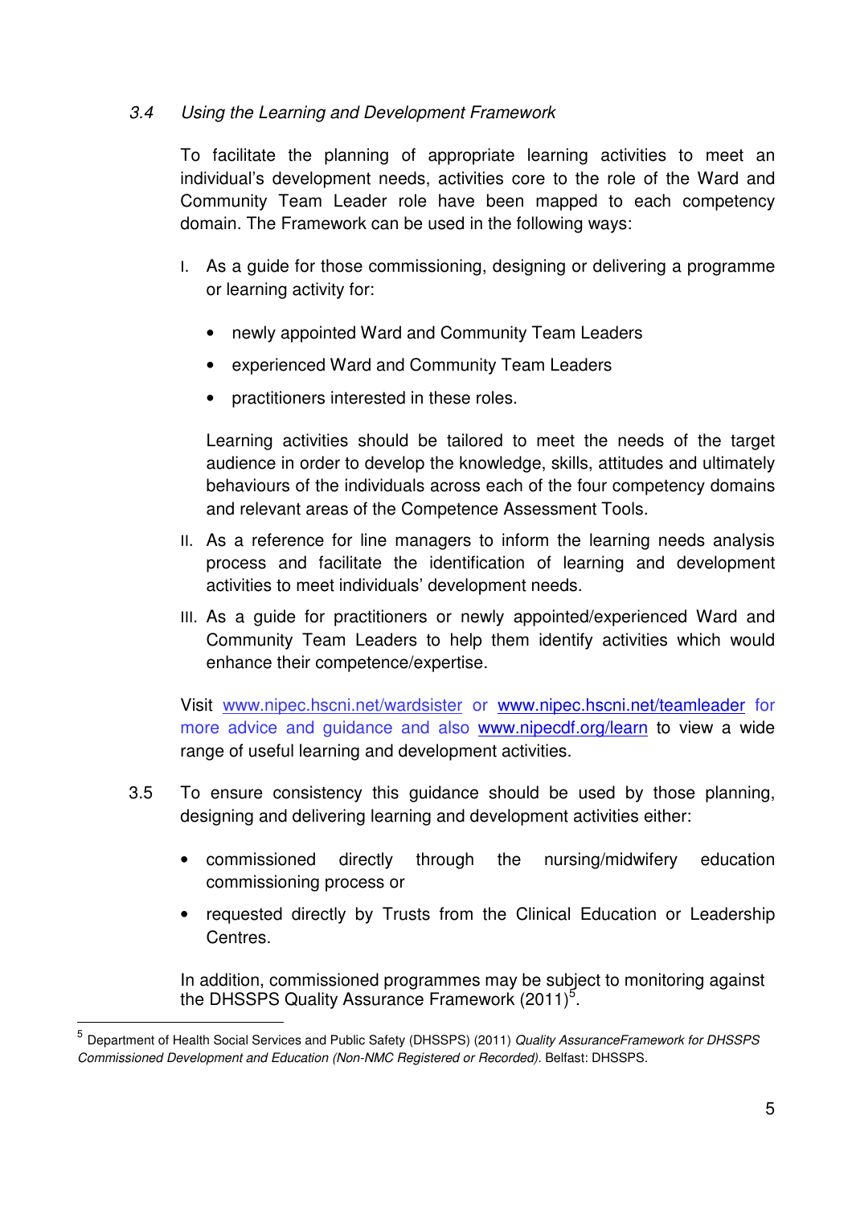### 3.4 *Using the Learning and Development Framework*

To facilitate the planning of appropriate learning activities to meet an individual's development needs, activities core to the role of the Ward and Community Team Leader role have been mapped to each competency domain. The Framework can be used in the following ways:

I. As a guide for those commissioning, designing or delivering a programme or learning activity for:

   - newly appointed Ward and Community Team Leaders
   - experienced Ward and Community Team Leaders
   - practitioners interested in these roles.

   Learning activities should be tailored to meet the needs of the target audience in order to develop the knowledge, skills, attitudes and ultimately behaviours of the individuals across each of the four competency domains and relevant areas of the Competence Assessment Tools.

II. As a reference for line managers to inform the learning needs analysis process and facilitate the identification of learning and development activities to meet individuals' development needs.

III. As a guide for practitioners or newly appointed/experienced Ward and Community Team Leaders to help them identify activities which would enhance their competence/expertise.

Visit www.nipec.hscni.net/wardsister or www.nipec.hscni.net/teamleader for more advice and guidance and also www.nipecdf.org/learn to view a wide range of useful learning and development activities.

3.5 To ensure consistency this guidance should be used by those planning, designing and delivering learning and development activities either:

- commissioned directly through the nursing/midwifery education commissioning process or
- requested directly by Trusts from the Clinical Education or Leadership Centres.

In addition, commissioned programmes may be subject to monitoring against the DHSSPS Quality Assurance Framework (2011)[5].

---

[5] Department of Health Social Services and Public Safety (DHSSPS) (2011) *Quality AssuranceFramework for DHSSPS Commissioned Development and Education (Non-NMC Registered or Recorded).* Belfast: DHSSPS.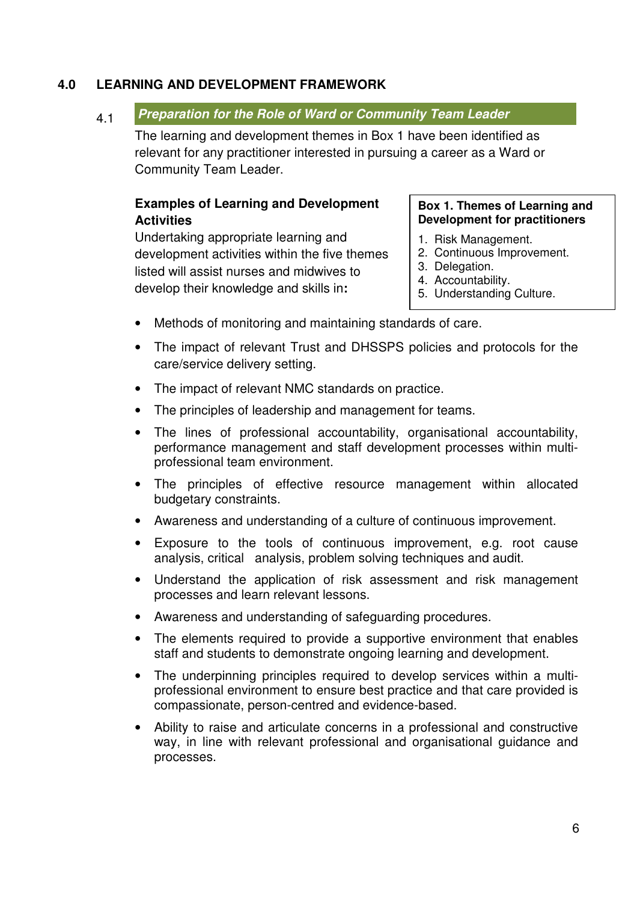## 4.0 LEARNING AND DEVELOPMENT FRAMEWORK

### 4.1 *Preparation for the Role of Ward or Community Team Leader*

The learning and development themes in Box 1 have been identified as relevant for any practitioner interested in pursuing a career as a Ward or Community Team Leader.

**Box 1. Themes of Learning and Development for practitioners**

1. Risk Management.
2. Continuous Improvement.
3. Delegation.
4. Accountability.
5. Understanding Culture.

**Examples of Learning and Development Activities**

Undertaking appropriate learning and development activities within the five themes listed will assist nurses and midwives to develop their knowledge and skills in**:**

- Methods of monitoring and maintaining standards of care.
- The impact of relevant Trust and DHSSPS policies and protocols for the care/service delivery setting.
- The impact of relevant NMC standards on practice.
- The principles of leadership and management for teams.
- The lines of professional accountability, organisational accountability, performance management and staff development processes within multi-professional team environment.
- The principles of effective resource management within allocated budgetary constraints.
- Awareness and understanding of a culture of continuous improvement.
- Exposure to the tools of continuous improvement, e.g. root cause analysis, critical analysis, problem solving techniques and audit.
- Understand the application of risk assessment and risk management processes and learn relevant lessons.
- Awareness and understanding of safeguarding procedures.
- The elements required to provide a supportive environment that enables staff and students to demonstrate ongoing learning and development.
- The underpinning principles required to develop services within a multi-professional environment to ensure best practice and that care provided is compassionate, person-centred and evidence-based.
- Ability to raise and articulate concerns in a professional and constructive way, in line with relevant professional and organisational guidance and processes.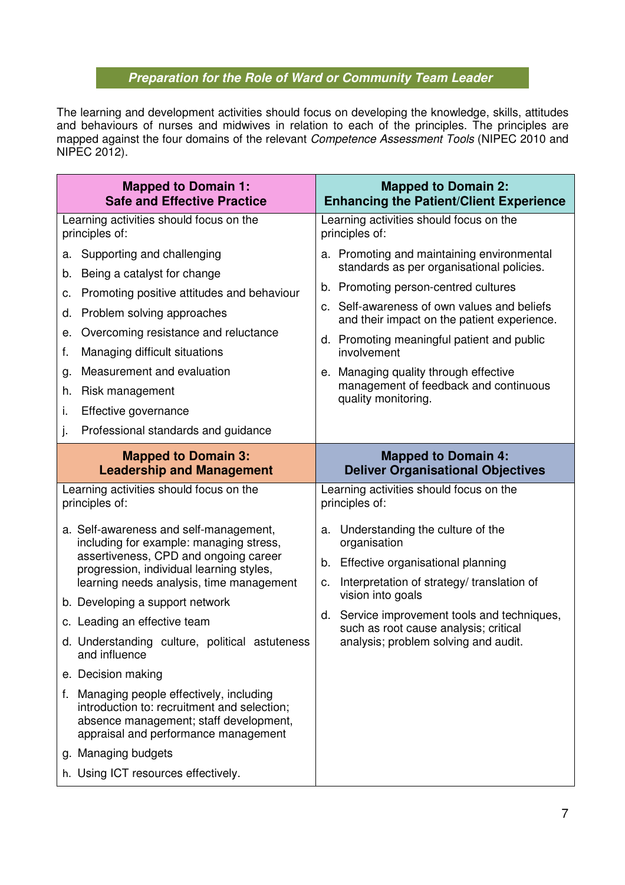## *Preparation for the Role of Ward or Community Team Leader*

The learning and development activities should focus on developing the knowledge, skills, attitudes and behaviours of nurses and midwives in relation to each of the principles. The principles are mapped against the four domains of the relevant *Competence Assessment Tools* (NIPEC 2010 and NIPEC 2012).

| **Mapped to Domain 1: Safe and Effective Practice** | **Mapped to Domain 2: Enhancing the Patient/Client Experience** |
|---|---|
| Learning activities should focus on the principles of:<br><br>a. Supporting and challenging<br>b. Being a catalyst for change<br>c. Promoting positive attitudes and behaviour<br>d. Problem solving approaches<br>e. Overcoming resistance and reluctance<br>f. Managing difficult situations<br>g. Measurement and evaluation<br>h. Risk management<br>i. Effective governance<br>j. Professional standards and guidance | Learning activities should focus on the principles of:<br><br>a. Promoting and maintaining environmental standards as per organisational policies.<br>b. Promoting person-centred cultures<br>c. Self-awareness of own values and beliefs and their impact on the patient experience.<br>d. Promoting meaningful patient and public involvement<br>e. Managing quality through effective management of feedback and continuous quality monitoring. |
| **Mapped to Domain 3: Leadership and Management** | **Mapped to Domain 4: Deliver Organisational Objectives** |
| Learning activities should focus on the principles of:<br><br>a. Self-awareness and self-management, including for example: managing stress, assertiveness, CPD and ongoing career progression, individual learning styles, learning needs analysis, time management<br>b. Developing a support network<br>c. Leading an effective team<br>d. Understanding culture, political astuteness and influence<br>e. Decision making<br>f. Managing people effectively, including introduction to: recruitment and selection; absence management; staff development, appraisal and performance management<br>g. Managing budgets<br>h. Using ICT resources effectively. | Learning activities should focus on the principles of:<br><br>a. Understanding the culture of the organisation<br>b. Effective organisational planning<br>c. Interpretation of strategy/ translation of vision into goals<br>d. Service improvement tools and techniques, such as root cause analysis; critical analysis; problem solving and audit. |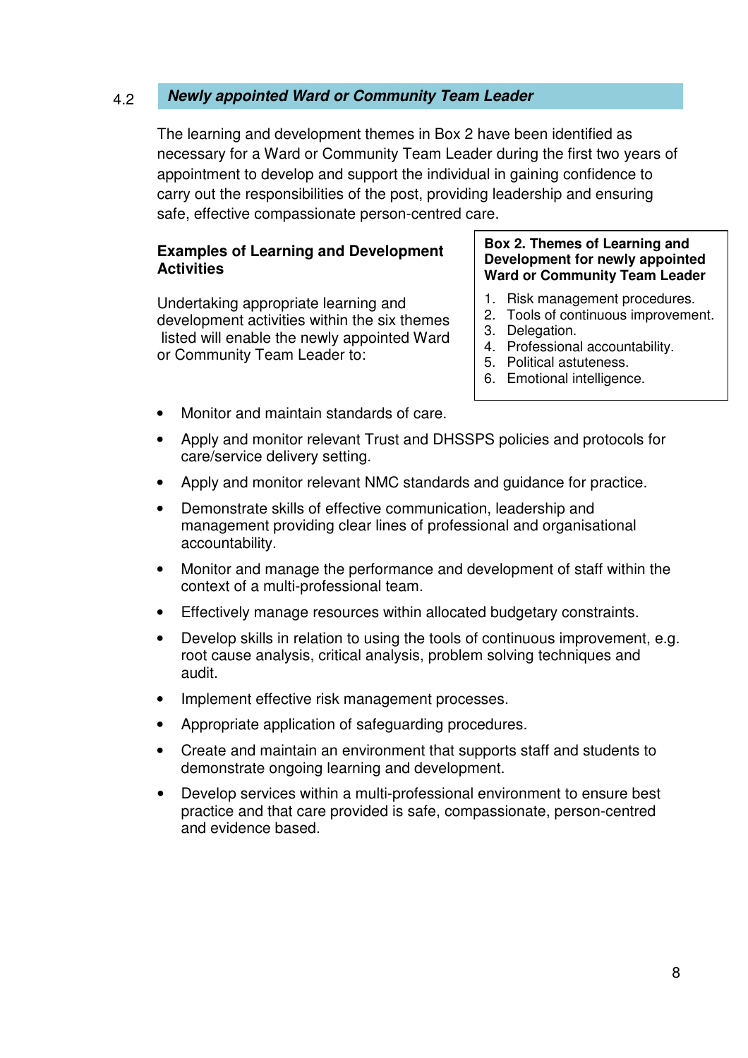## 4.2 *Newly appointed Ward or Community Team Leader*

The learning and development themes in Box 2 have been identified as necessary for a Ward or Community Team Leader during the first two years of appointment to develop and support the individual in gaining confidence to carry out the responsibilities of the post, providing leadership and ensuring safe, effective compassionate person-centred care.

**Box 2. Themes of Learning and Development for newly appointed Ward or Community Team Leader**

1. Risk management procedures.
2. Tools of continuous improvement.
3. Delegation.
4. Professional accountability.
5. Political astuteness.
6. Emotional intelligence.

**Examples of Learning and Development Activities**

Undertaking appropriate learning and development activities within the six themes listed will enable the newly appointed Ward or Community Team Leader to:

- Monitor and maintain standards of care.
- Apply and monitor relevant Trust and DHSSPS policies and protocols for care/service delivery setting.
- Apply and monitor relevant NMC standards and guidance for practice.
- Demonstrate skills of effective communication, leadership and management providing clear lines of professional and organisational accountability.
- Monitor and manage the performance and development of staff within the context of a multi-professional team.
- Effectively manage resources within allocated budgetary constraints.
- Develop skills in relation to using the tools of continuous improvement, e.g. root cause analysis, critical analysis, problem solving techniques and audit.
- Implement effective risk management processes.
- Appropriate application of safeguarding procedures.
- Create and maintain an environment that supports staff and students to demonstrate ongoing learning and development.
- Develop services within a multi-professional environment to ensure best practice and that care provided is safe, compassionate, person-centred and evidence based.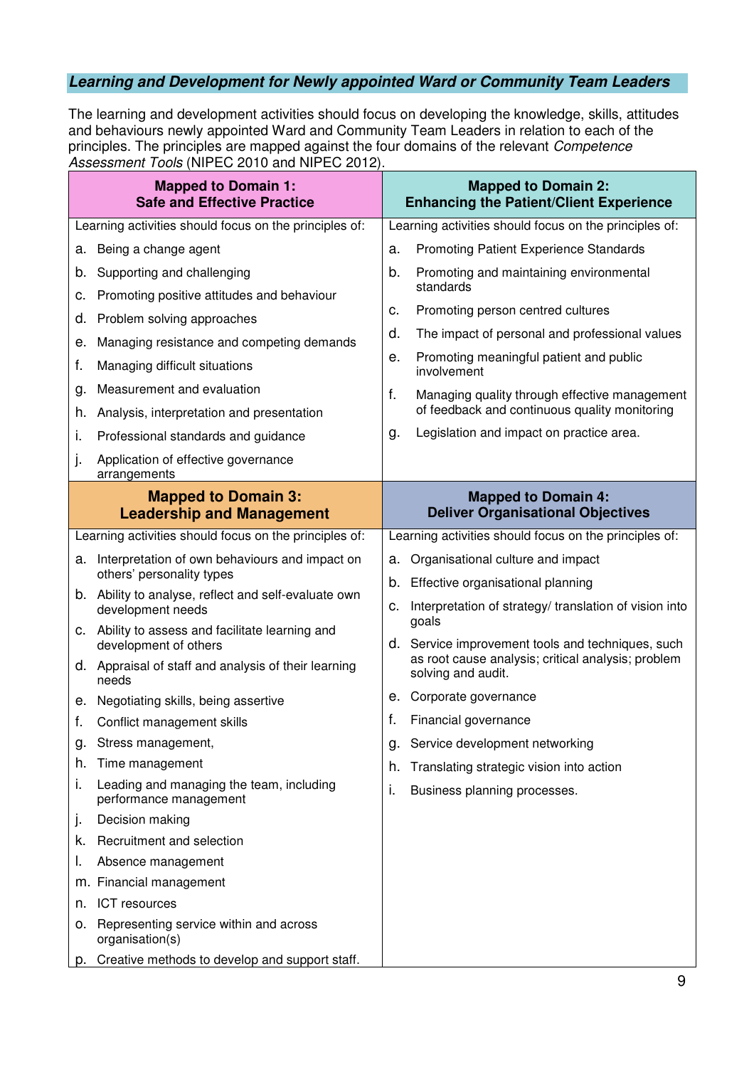## *Learning and Development for Newly appointed Ward or Community Team Leaders*

The learning and development activities should focus on developing the knowledge, skills, attitudes and behaviours newly appointed Ward and Community Team Leaders in relation to each of the principles. The principles are mapped against the four domains of the relevant *Competence Assessment Tools* (NIPEC 2010 and NIPEC 2012).

| **Mapped to Domain 1: Safe and Effective Practice** | **Mapped to Domain 2: Enhancing the Patient/Client Experience** |
|---|---|
| Learning activities should focus on the principles of:<br>a. Being a change agent<br>b. Supporting and challenging<br>c. Promoting positive attitudes and behaviour<br>d. Problem solving approaches<br>e. Managing resistance and competing demands<br>f. Managing difficult situations<br>g. Measurement and evaluation<br>h. Analysis, interpretation and presentation<br>i. Professional standards and guidance<br>j. Application of effective governance arrangements | Learning activities should focus on the principles of:<br>a. Promoting Patient Experience Standards<br>b. Promoting and maintaining environmental standards<br>c. Promoting person centred cultures<br>d. The impact of personal and professional values<br>e. Promoting meaningful patient and public involvement<br>f. Managing quality through effective management of feedback and continuous quality monitoring<br>g. Legislation and impact on practice area. |
| **Mapped to Domain 3: Leadership and Management** | **Mapped to Domain 4: Deliver Organisational Objectives** |
| Learning activities should focus on the principles of:<br>a. Interpretation of own behaviours and impact on others' personality types<br>b. Ability to analyse, reflect and self-evaluate own development needs<br>c. Ability to assess and facilitate learning and development of others<br>d. Appraisal of staff and analysis of their learning needs<br>e. Negotiating skills, being assertive<br>f. Conflict management skills<br>g. Stress management,<br>h. Time management<br>i. Leading and managing the team, including performance management<br>j. Decision making<br>k. Recruitment and selection<br>l. Absence management<br>m. Financial management<br>n. ICT resources<br>o. Representing service within and across organisation(s)<br>p. Creative methods to develop and support staff. | Learning activities should focus on the principles of:<br>a. Organisational culture and impact<br>b. Effective organisational planning<br>c. Interpretation of strategy/ translation of vision into goals<br>d. Service improvement tools and techniques, such as root cause analysis; critical analysis; problem solving and audit.<br>e. Corporate governance<br>f. Financial governance<br>g. Service development networking<br>h. Translating strategic vision into action<br>i. Business planning processes. |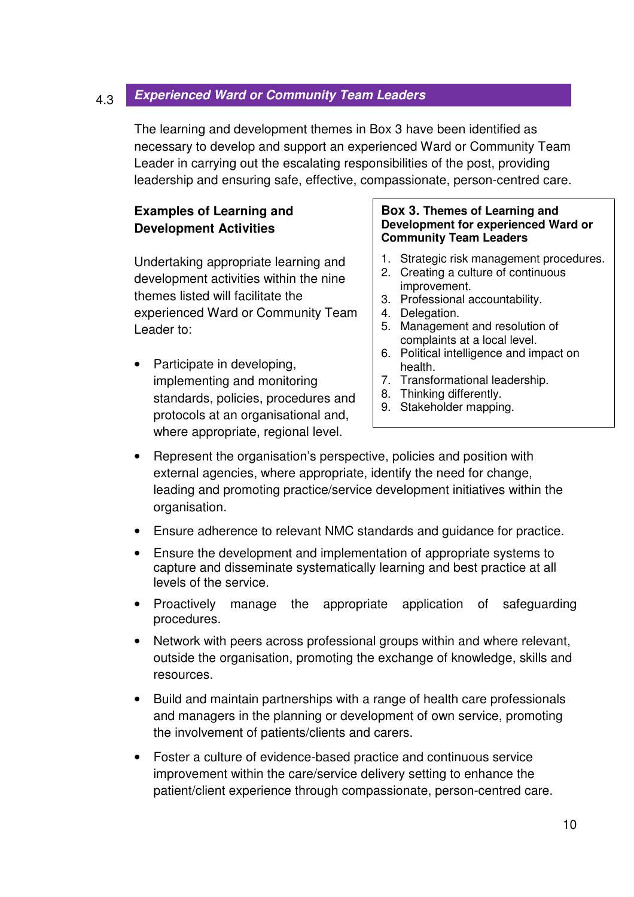## 4.3 *Experienced Ward or Community Team Leaders*

The learning and development themes in Box 3 have been identified as necessary to develop and support an experienced Ward or Community Team Leader in carrying out the escalating responsibilities of the post, providing leadership and ensuring safe, effective, compassionate, person-centred care.

**Box 3. Themes of Learning and Development for experienced Ward or Community Team Leaders**

1. Strategic risk management procedures.
2. Creating a culture of continuous improvement.
3. Professional accountability.
4. Delegation.
5. Management and resolution of complaints at a local level.
6. Political intelligence and impact on health.
7. Transformational leadership.
8. Thinking differently.
9. Stakeholder mapping.

### Examples of Learning and Development Activities

Undertaking appropriate learning and development activities within the nine themes listed will facilitate the experienced Ward or Community Team Leader to:

- Participate in developing, implementing and monitoring standards, policies, procedures and protocols at an organisational and, where appropriate, regional level.
- Represent the organisation's perspective, policies and position with external agencies, where appropriate, identify the need for change, leading and promoting practice/service development initiatives within the organisation.
- Ensure adherence to relevant NMC standards and guidance for practice.
- Ensure the development and implementation of appropriate systems to capture and disseminate systematically learning and best practice at all levels of the service.
- Proactively manage the appropriate application of safeguarding procedures.
- Network with peers across professional groups within and where relevant, outside the organisation, promoting the exchange of knowledge, skills and resources.
- Build and maintain partnerships with a range of health care professionals and managers in the planning or development of own service, promoting the involvement of patients/clients and carers.
- Foster a culture of evidence-based practice and continuous service improvement within the care/service delivery setting to enhance the patient/client experience through compassionate, person-centred care.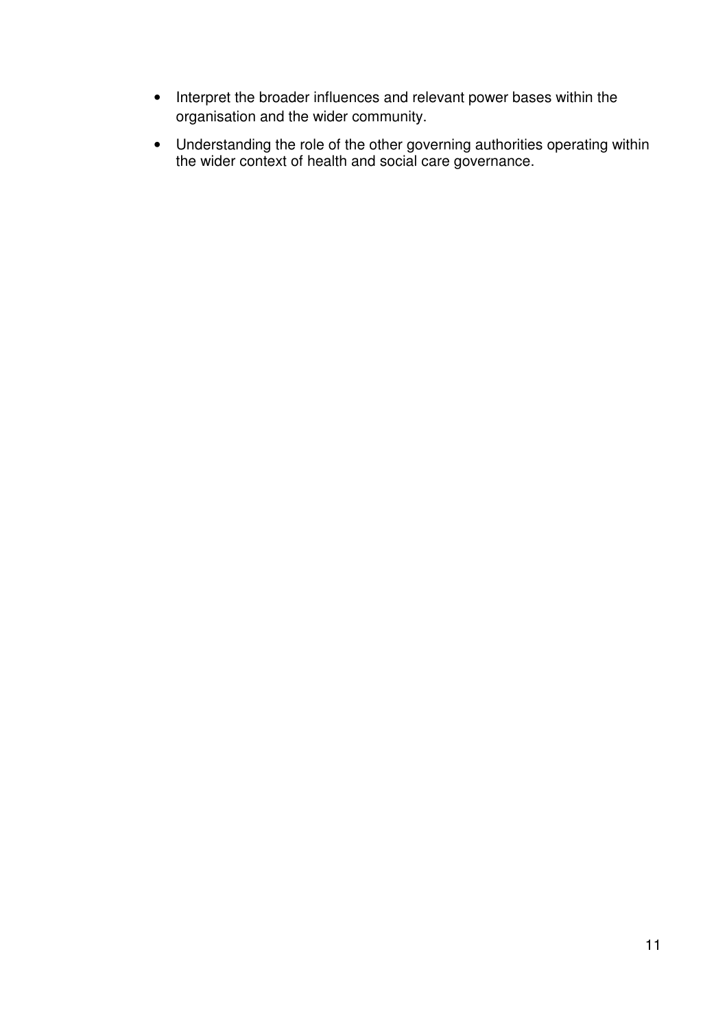- Interpret the broader influences and relevant power bases within the organisation and the wider community.
- Understanding the role of the other governing authorities operating within the wider context of health and social care governance.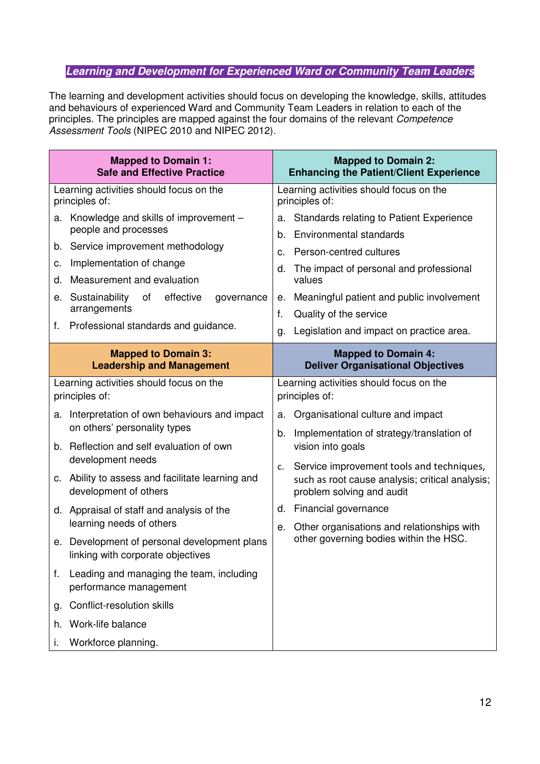## *Learning and Development for Experienced Ward or Community Team Leaders*

The learning and development activities should focus on developing the knowledge, skills, attitudes and behaviours of experienced Ward and Community Team Leaders in relation to each of the principles. The principles are mapped against the four domains of the relevant *Competence Assessment Tools* (NIPEC 2010 and NIPEC 2012).

| **Mapped to Domain 1: Safe and Effective Practice** | **Mapped to Domain 2: Enhancing the Patient/Client Experience** |
|---|---|
| Learning activities should focus on the principles of:<br>a. Knowledge and skills of improvement – people and processes<br>b. Service improvement methodology<br>c. Implementation of change<br>d. Measurement and evaluation<br>e. Sustainability of effective governance arrangements<br>f. Professional standards and guidance. | Learning activities should focus on the principles of:<br>a. Standards relating to Patient Experience<br>b. Environmental standards<br>c. Person-centred cultures<br>d. The impact of personal and professional values<br>e. Meaningful patient and public involvement<br>f. Quality of the service<br>g. Legislation and impact on practice area. |
| **Mapped to Domain 3: Leadership and Management** | **Mapped to Domain 4: Deliver Organisational Objectives** |
| Learning activities should focus on the principles of:<br>a. Interpretation of own behaviours and impact on others' personality types<br>b. Reflection and self evaluation of own development needs<br>c. Ability to assess and facilitate learning and development of others<br>d. Appraisal of staff and analysis of the learning needs of others<br>e. Development of personal development plans linking with corporate objectives<br>f. Leading and managing the team, including performance management<br>g. Conflict-resolution skills<br>h. Work-life balance<br>i. Workforce planning. | Learning activities should focus on the principles of:<br>a. Organisational culture and impact<br>b. Implementation of strategy/translation of vision into goals<br>c. Service improvement tools and techniques, such as root cause analysis; critical analysis; problem solving and audit<br>d. Financial governance<br>e. Other organisations and relationships with other governing bodies within the HSC. |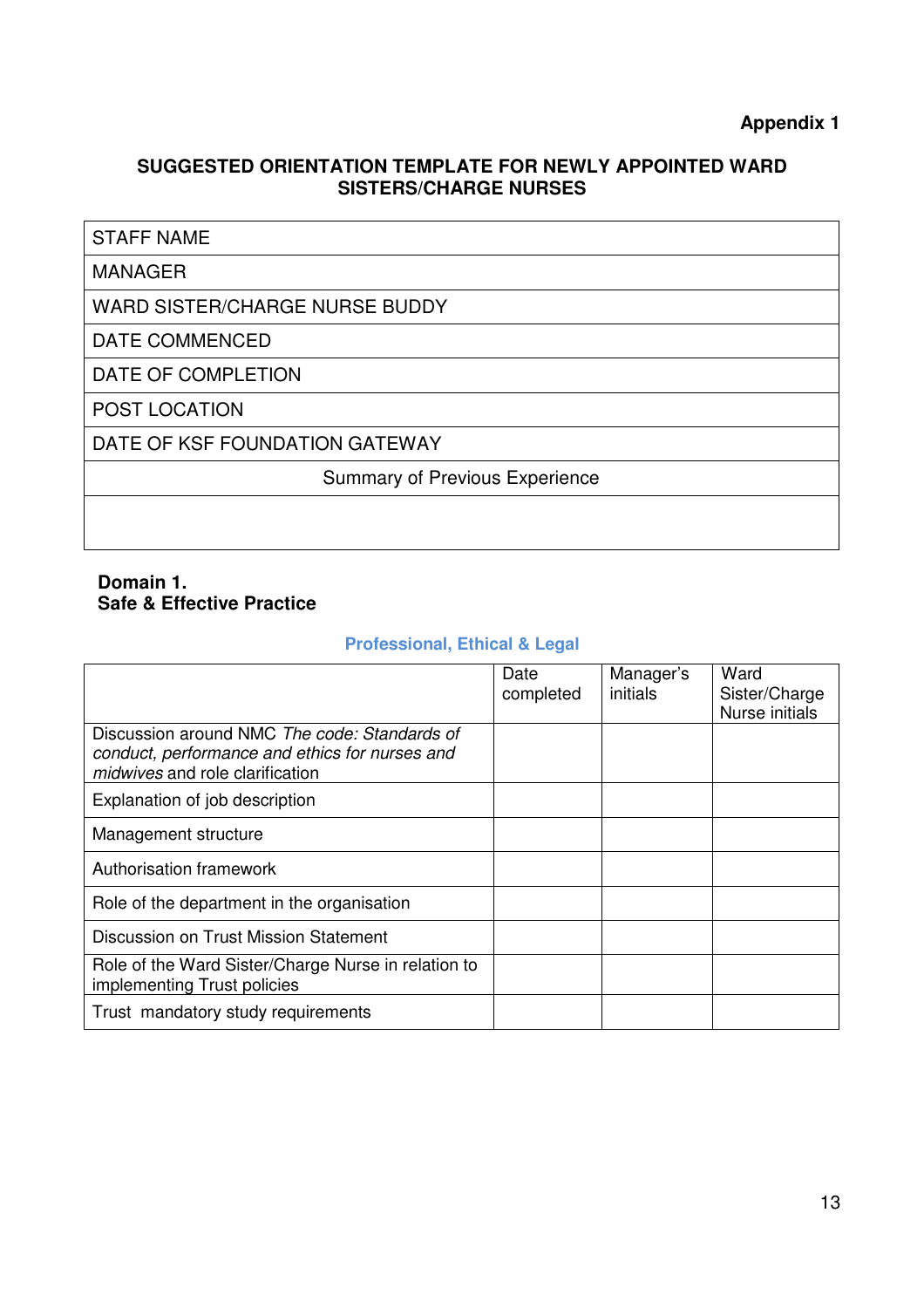**Appendix 1**

## SUGGESTED ORIENTATION TEMPLATE FOR NEWLY APPOINTED WARD SISTERS/CHARGE NURSES

| STAFF NAME |
|---|
| MANAGER |
| WARD SISTER/CHARGE NURSE BUDDY |
| DATE COMMENCED |
| DATE OF COMPLETION |
| POST LOCATION |
| DATE OF KSF FOUNDATION GATEWAY |
| Summary of Previous Experience |
| |

### Domain 1.
### Safe & Effective Practice

**Professional, Ethical & Legal**

| | Date completed | Manager's initials | Ward Sister/Charge Nurse initials |
|---|---|---|---|
| Discussion around NMC *The code: Standards of conduct, performance and ethics for nurses and midwives* and role clarification | | | |
| Explanation of job description | | | |
| Management structure | | | |
| Authorisation framework | | | |
| Role of the department in the organisation | | | |
| Discussion on Trust Mission Statement | | | |
| Role of the Ward Sister/Charge Nurse in relation to implementing Trust policies | | | |
| Trust mandatory study requirements | | | |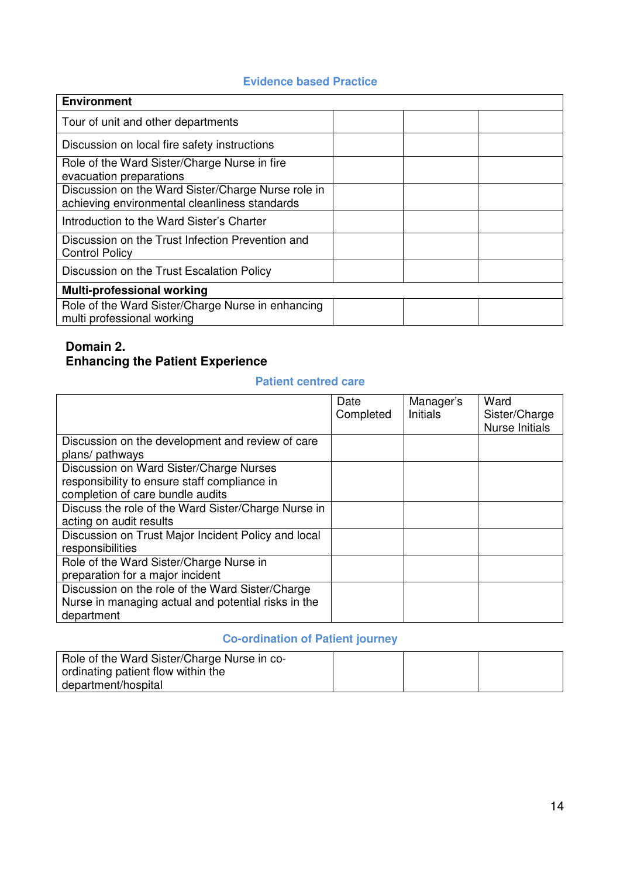### Evidence based Practice

| Environment | | | |
|---|---|---|---|
| Tour of unit and other departments | | | |
| Discussion on local fire safety instructions | | | |
| Role of the Ward Sister/Charge Nurse in fire evacuation preparations | | | |
| Discussion on the Ward Sister/Charge Nurse role in achieving environmental cleanliness standards | | | |
| Introduction to the Ward Sister's Charter | | | |
| Discussion on the Trust Infection Prevention and Control Policy | | | |
| Discussion on the Trust Escalation Policy | | | |
| **Multi-professional working** | | | |
| Role of the Ward Sister/Charge Nurse in enhancing multi professional working | | | |

## Domain 2.
## Enhancing the Patient Experience

### Patient centred care

| | Date Completed | Manager's Initials | Ward Sister/Charge Nurse Initials |
|---|---|---|---|
| Discussion on the development and review of care plans/ pathways | | | |
| Discussion on Ward Sister/Charge Nurses responsibility to ensure staff compliance in completion of care bundle audits | | | |
| Discuss the role of the Ward Sister/Charge Nurse in acting on audit results | | | |
| Discussion on Trust Major Incident Policy and local responsibilities | | | |
| Role of the Ward Sister/Charge Nurse in preparation for a major incident | | | |
| Discussion on the role of the Ward Sister/Charge Nurse in managing actual and potential risks in the department | | | |

### Co-ordination of Patient journey

| | | | |
|---|---|---|---|
| Role of the Ward Sister/Charge Nurse in co-ordinating patient flow within the department/hospital | | | |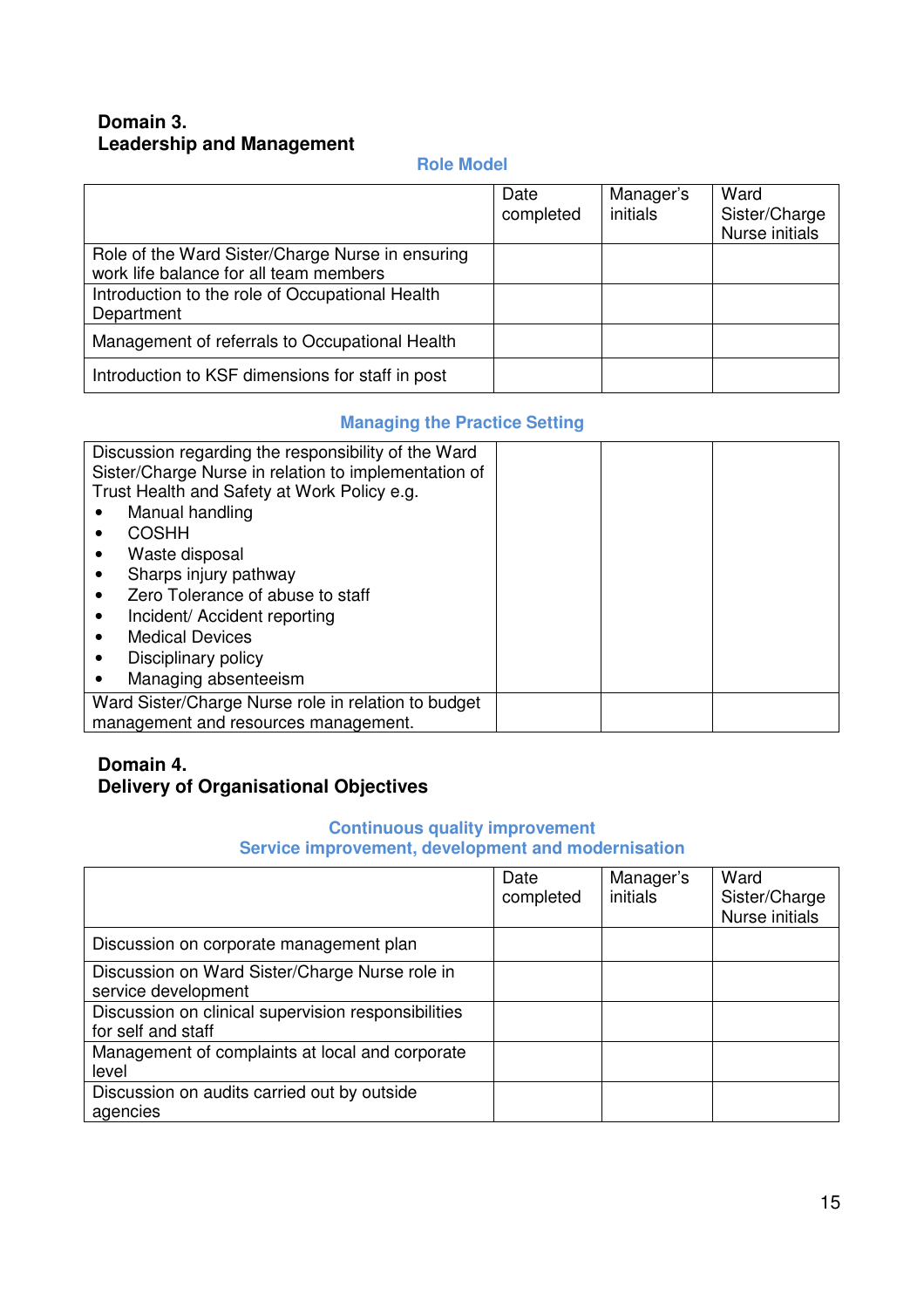## Domain 3.
## Leadership and Management

### Role Model

| | Date completed | Manager's initials | Ward Sister/Charge Nurse initials |
|---|---|---|---|
| Role of the Ward Sister/Charge Nurse in ensuring work life balance for all team members | | | |
| Introduction to the role of Occupational Health Department | | | |
| Management of referrals to Occupational Health | | | |
| Introduction to KSF dimensions for staff in post | | | |

### Managing the Practice Setting

| | | | |
|---|---|---|---|
| Discussion regarding the responsibility of the Ward Sister/Charge Nurse in relation to implementation of Trust Health and Safety at Work Policy e.g.<br>• Manual handling<br>• COSHH<br>• Waste disposal<br>• Sharps injury pathway<br>• Zero Tolerance of abuse to staff<br>• Incident/ Accident reporting<br>• Medical Devices<br>• Disciplinary policy<br>• Managing absenteeism | | | |
| Ward Sister/Charge Nurse role in relation to budget management and resources management. | | | |

## Domain 4.
## Delivery of Organisational Objectives

### Continuous quality improvement
### Service improvement, development and modernisation

| | Date completed | Manager's initials | Ward Sister/Charge Nurse initials |
|---|---|---|---|
| Discussion on corporate management plan | | | |
| Discussion on Ward Sister/Charge Nurse role in service development | | | |
| Discussion on clinical supervision responsibilities for self and staff | | | |
| Management of complaints at local and corporate level | | | |
| Discussion on audits carried out by outside agencies | | | |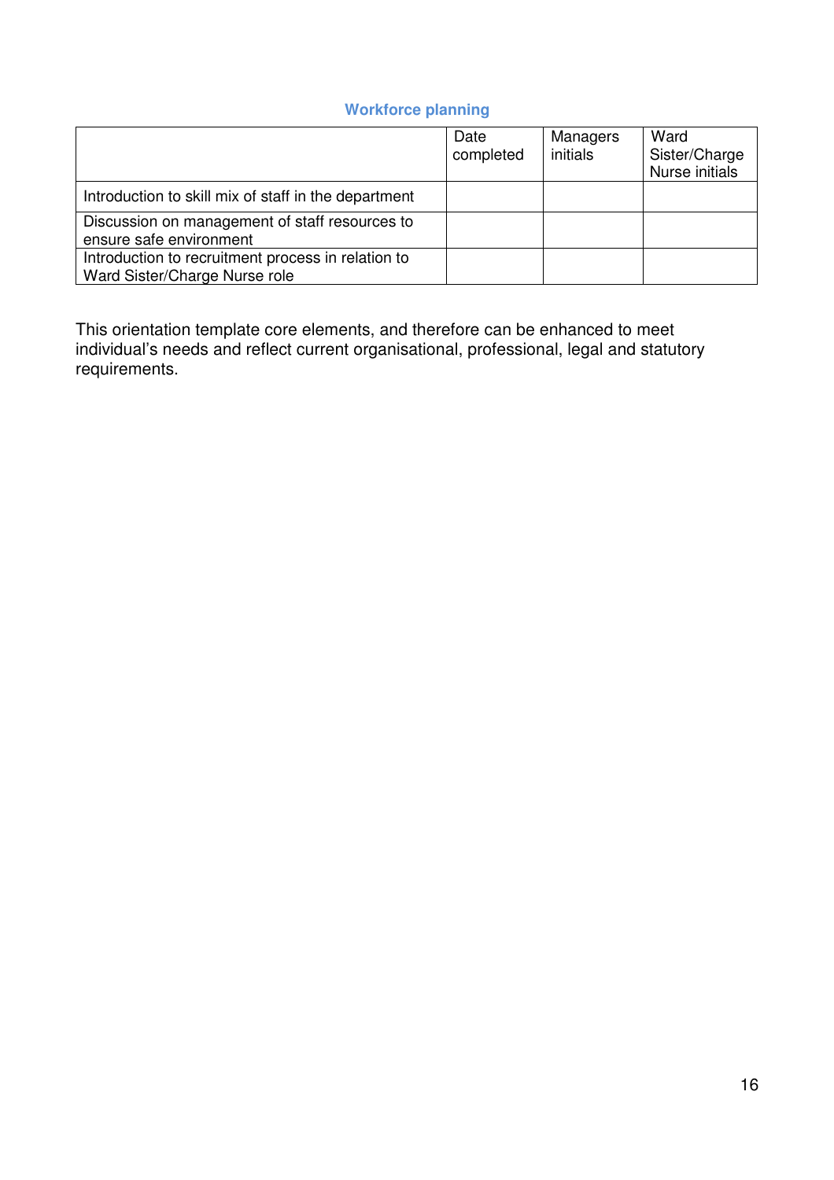### Workforce planning

| | Date completed | Managers initials | Ward Sister/Charge Nurse initials |
|---|---|---|---|
| Introduction to skill mix of staff in the department | | | |
| Discussion on management of staff resources to ensure safe environment | | | |
| Introduction to recruitment process in relation to Ward Sister/Charge Nurse role | | | |

This orientation template core elements, and therefore can be enhanced to meet individual's needs and reflect current organisational, professional, legal and statutory requirements.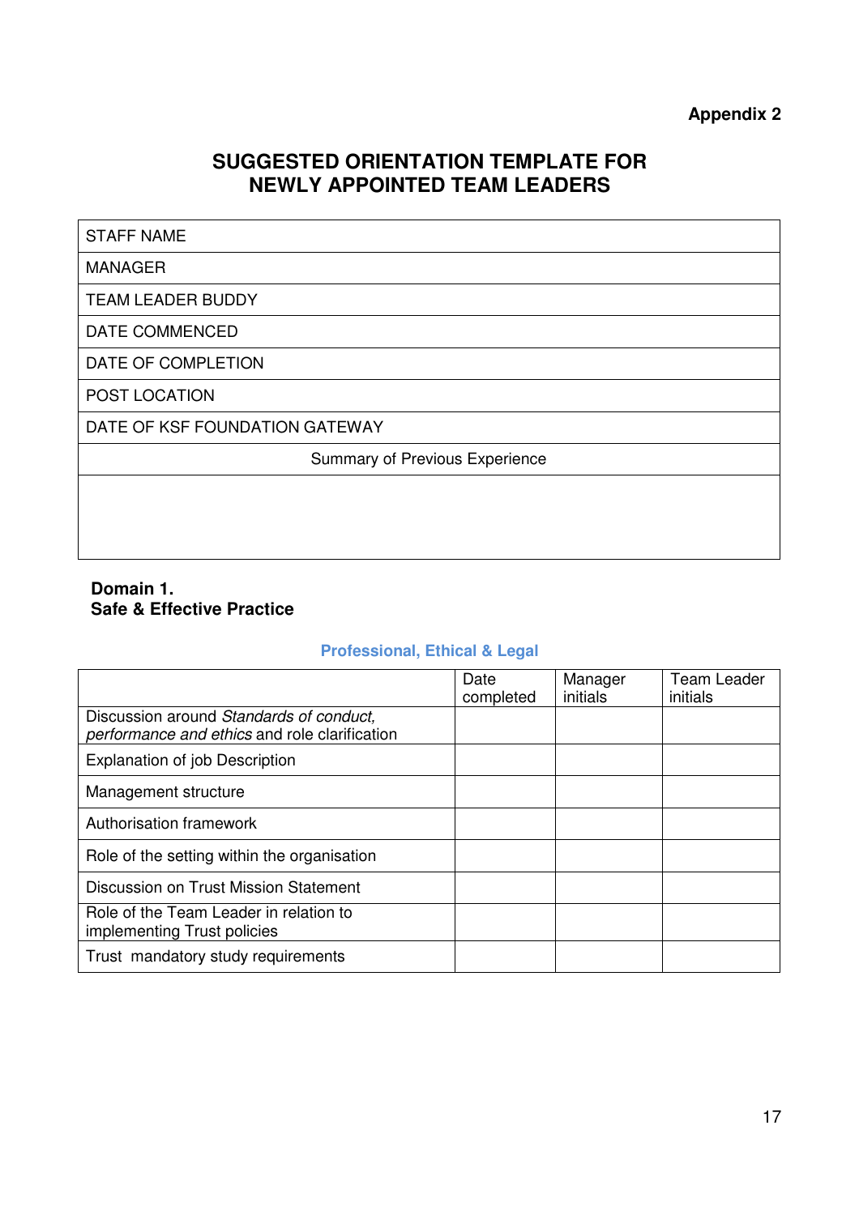**Appendix 2**

# SUGGESTED ORIENTATION TEMPLATE FOR NEWLY APPOINTED TEAM LEADERS

| STAFF NAME |
|---|
| MANAGER |
| TEAM LEADER BUDDY |
| DATE COMMENCED |
| DATE OF COMPLETION |
| POST LOCATION |
| DATE OF KSF FOUNDATION GATEWAY |
| Summary of Previous Experience |
| |

## Domain 1.
## Safe & Effective Practice

### Professional, Ethical & Legal

| | Date completed | Manager initials | Team Leader initials |
|---|---|---|---|
| Discussion around *Standards of conduct, performance and ethics* and role clarification | | | |
| Explanation of job Description | | | |
| Management structure | | | |
| Authorisation framework | | | |
| Role of the setting within the organisation | | | |
| Discussion on Trust Mission Statement | | | |
| Role of the Team Leader in relation to implementing Trust policies | | | |
| Trust mandatory study requirements | | | |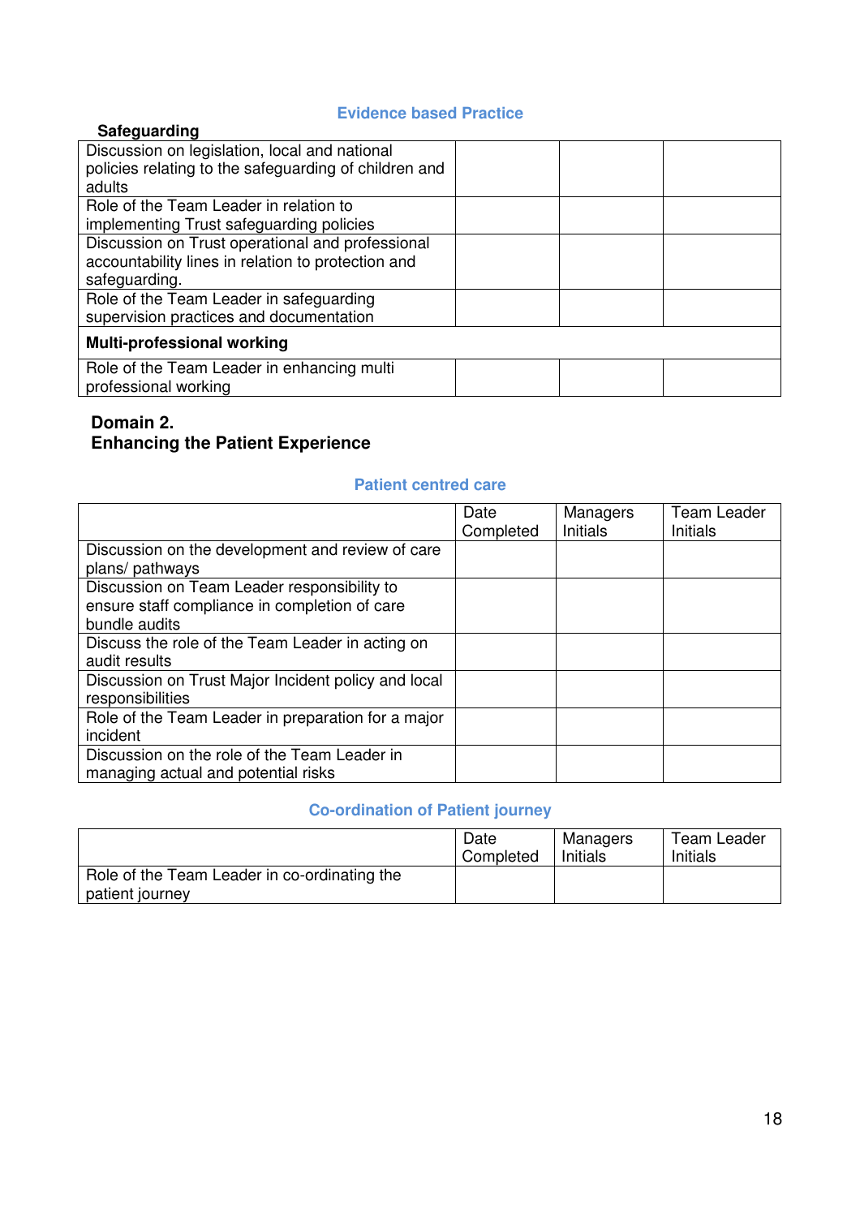### Evidence based Practice

**Safeguarding**

| | | | |
|---|---|---|---|
| Discussion on legislation, local and national policies relating to the safeguarding of children and adults | | | |
| Role of the Team Leader in relation to implementing Trust safeguarding policies | | | |
| Discussion on Trust operational and professional accountability lines in relation to protection and safeguarding. | | | |
| Role of the Team Leader in safeguarding supervision practices and documentation | | | |
| **Multi-professional working** | | | |
| Role of the Team Leader in enhancing multi professional working | | | |

## Domain 2.
## Enhancing the Patient Experience

### Patient centred care

| | Date Completed | Managers Initials | Team Leader Initials |
|---|---|---|---|
| Discussion on the development and review of care plans/ pathways | | | |
| Discussion on Team Leader responsibility to ensure staff compliance in completion of care bundle audits | | | |
| Discuss the role of the Team Leader in acting on audit results | | | |
| Discussion on Trust Major Incident policy and local responsibilities | | | |
| Role of the Team Leader in preparation for a major incident | | | |
| Discussion on the role of the Team Leader in managing actual and potential risks | | | |

### Co-ordination of Patient journey

| | Date Completed | Managers Initials | Team Leader Initials |
|---|---|---|---|
| Role of the Team Leader in co-ordinating the patient journey | | | |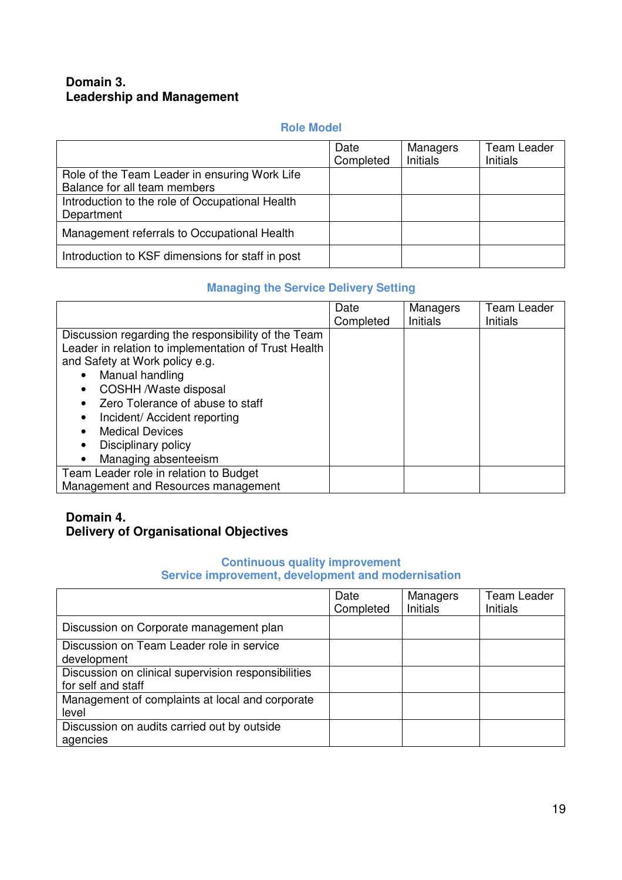**Domain 3.**
**Leadership and Management**

### Role Model

| | Date Completed | Managers Initials | Team Leader Initials |
|---|---|---|---|
| Role of the Team Leader in ensuring Work Life Balance for all team members | | | |
| Introduction to the role of Occupational Health Department | | | |
| Management referrals to Occupational Health | | | |
| Introduction to KSF dimensions for staff in post | | | |

### Managing the Service Delivery Setting

| | Date Completed | Managers Initials | Team Leader Initials |
|---|---|---|---|
| Discussion regarding the responsibility of the Team Leader in relation to implementation of Trust Health and Safety at Work policy e.g.<br>• Manual handling<br>• COSHH /Waste disposal<br>• Zero Tolerance of abuse to staff<br>• Incident/ Accident reporting<br>• Medical Devices<br>• Disciplinary policy<br>• Managing absenteeism | | | |
| Team Leader role in relation to Budget Management and Resources management | | | |

**Domain 4.**
**Delivery of Organisational Objectives**

### Continuous quality improvement
### Service improvement, development and modernisation

| | Date Completed | Managers Initials | Team Leader Initials |
|---|---|---|---|
| Discussion on Corporate management plan | | | |
| Discussion on Team Leader role in service development | | | |
| Discussion on clinical supervision responsibilities for self and staff | | | |
| Management of complaints at local and corporate level | | | |
| Discussion on audits carried out by outside agencies | | | |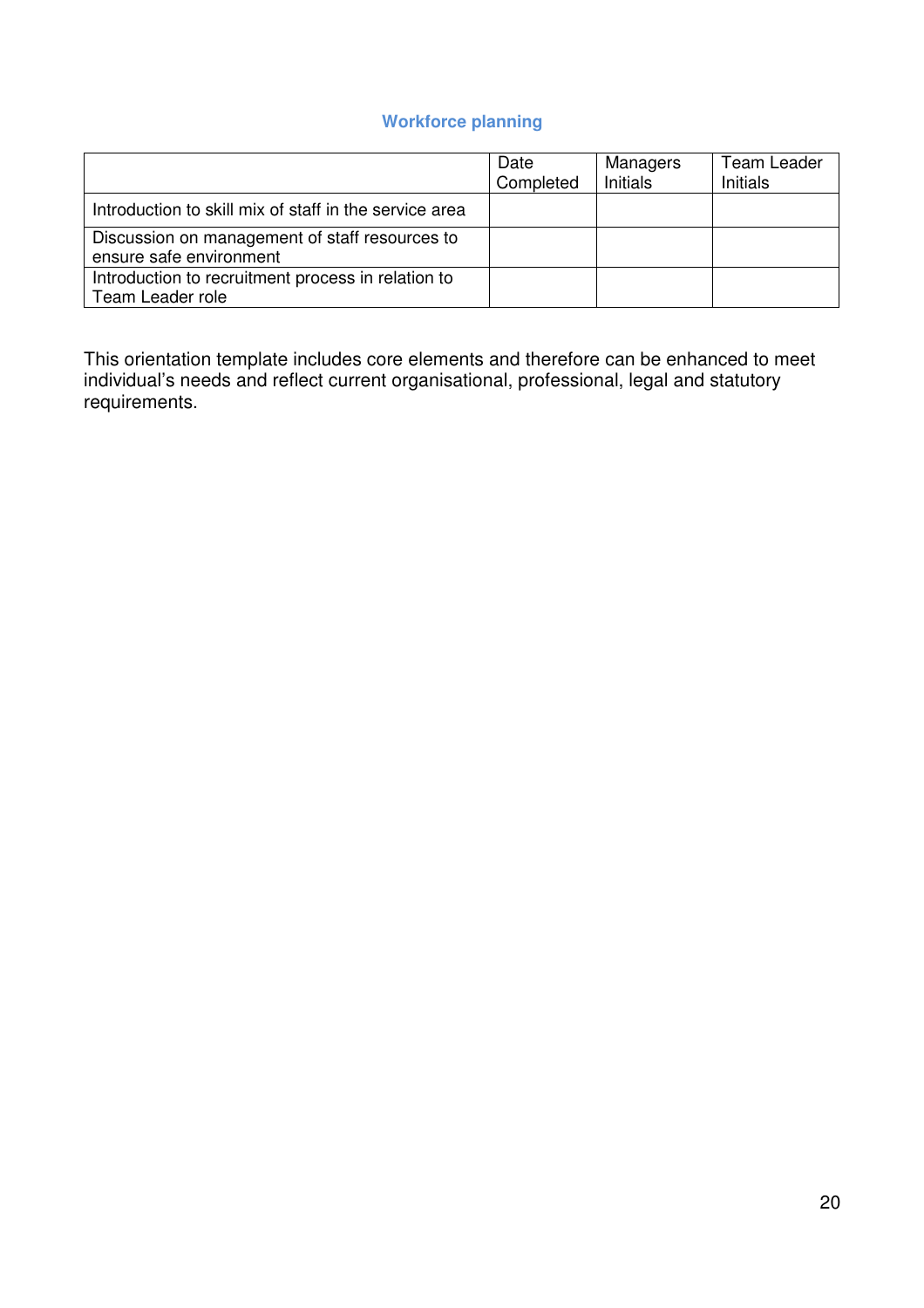### Workforce planning

| | Date Completed | Managers Initials | Team Leader Initials |
|---|---|---|---|
| Introduction to skill mix of staff in the service area | | | |
| Discussion on management of staff resources to ensure safe environment | | | |
| Introduction to recruitment process in relation to Team Leader role | | | |

This orientation template includes core elements and therefore can be enhanced to meet individual's needs and reflect current organisational, professional, legal and statutory requirements.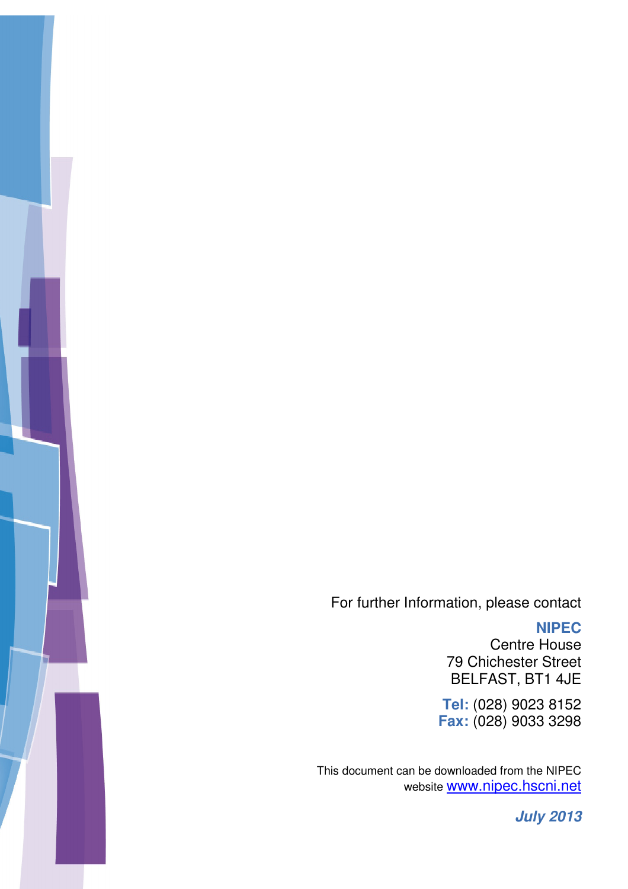For further Information, please contact

**NIPEC**
Centre House
79 Chichester Street
BELFAST, BT1 4JE

**Tel:** (028) 9023 8152
**Fax:** (028) 9033 3298

This document can be downloaded from the NIPEC website www.nipec.hscni.net

***July 2013***